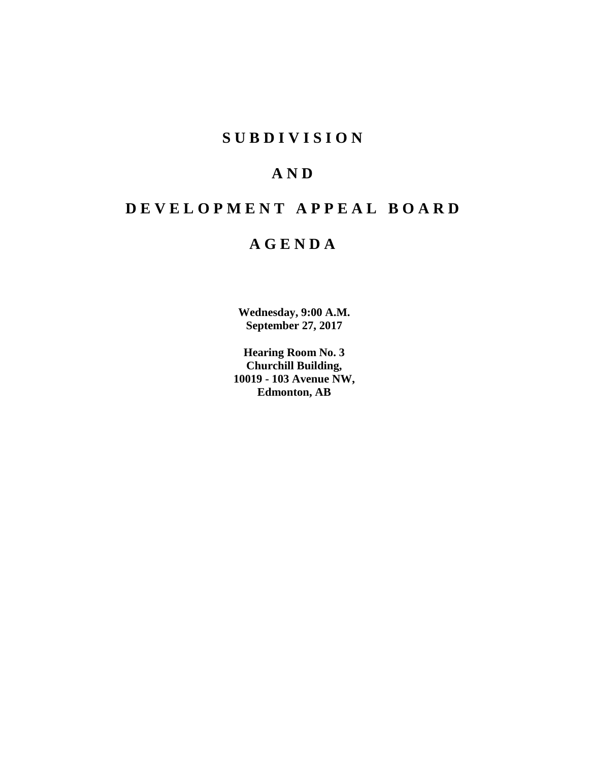# SUBDIVISION

# AND

# DEVELOPMENT APPEAL BOARD

# AGENDA

**Wednesday, 9:00 A.M.**
**September 27, 2017**

**Hearing Room No. 3**
**Churchill Building,**
**10019 - 103 Avenue NW,**
**Edmonton, AB**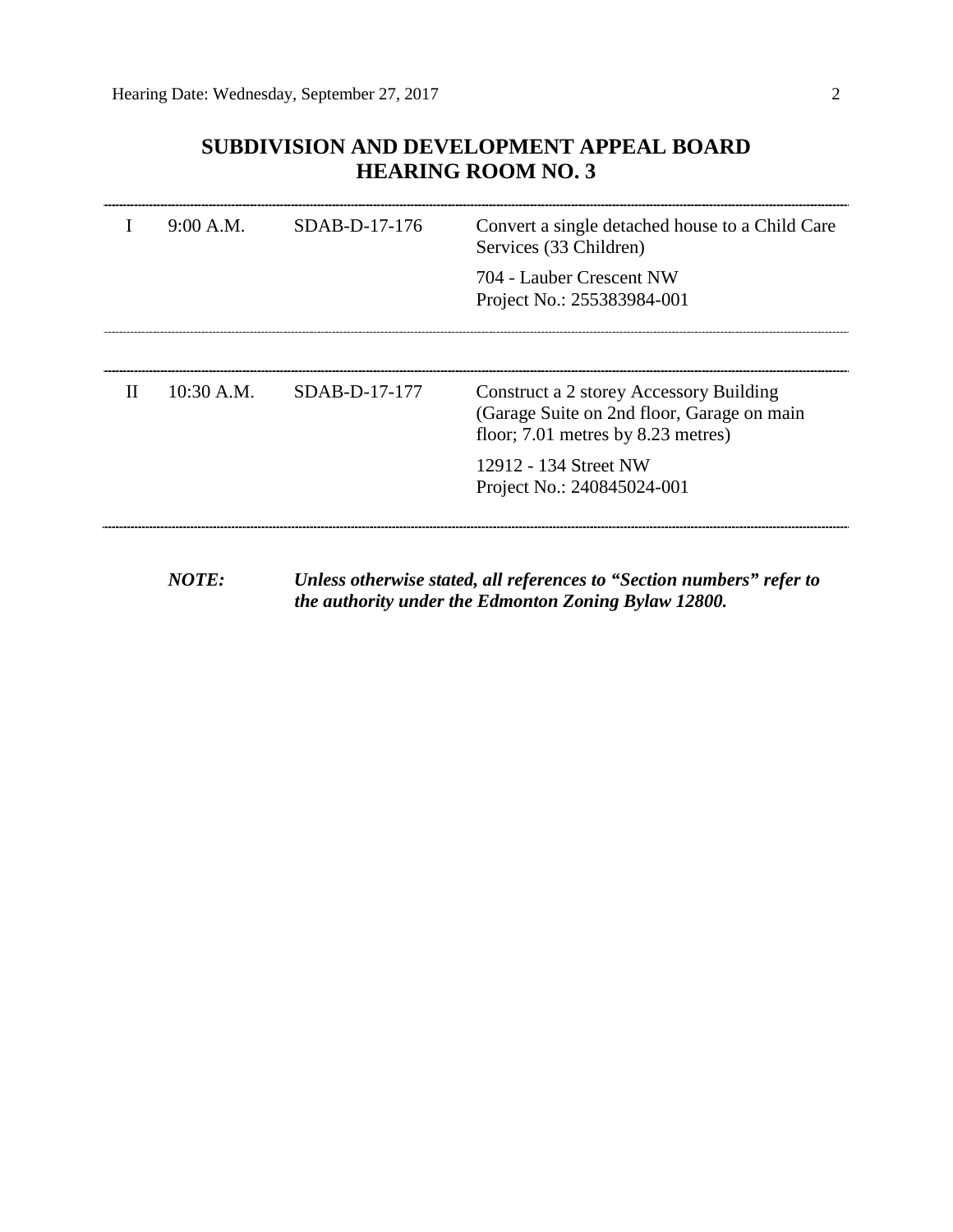# SUBDIVISION AND DEVELOPMENT APPEAL BOARD
# HEARING ROOM NO. 3

| | | | |
|---|---|---|---|
| I | 9:00 A.M. | SDAB-D-17-176 | Convert a single detached house to a Child Care Services (33 Children)<br><br>704 - Lauber Crescent NW<br>Project No.: 255383984-001 |
| II | 10:30 A.M. | SDAB-D-17-177 | Construct a 2 storey Accessory Building (Garage Suite on 2nd floor, Garage on main floor; 7.01 metres by 8.23 metres)<br><br>12912 - 134 Street NW<br>Project No.: 240845024-001 |

***NOTE:*** ***Unless otherwise stated, all references to "Section numbers" refer to the authority under the Edmonton Zoning Bylaw 12800.***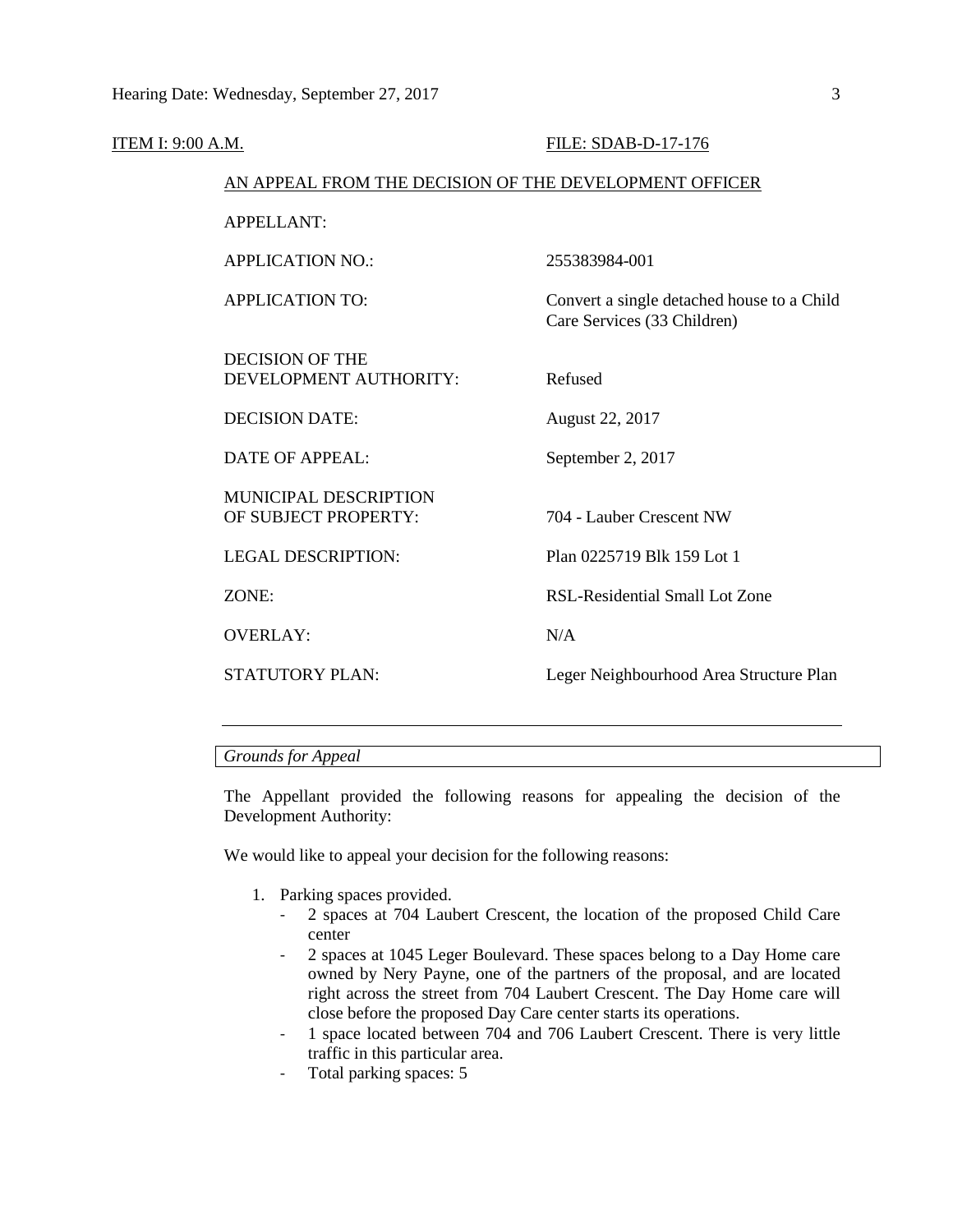ITEM I: 9:00 A.M. FILE: SDAB-D-17-176

AN APPEAL FROM THE DECISION OF THE DEVELOPMENT OFFICER

| | |
|---|---|
| APPELLANT: | |
| APPLICATION NO.: | 255383984-001 |
| APPLICATION TO: | Convert a single detached house to a Child Care Services (33 Children) |
| DECISION OF THE DEVELOPMENT AUTHORITY: | Refused |
| DECISION DATE: | August 22, 2017 |
| DATE OF APPEAL: | September 2, 2017 |
| MUNICIPAL DESCRIPTION OF SUBJECT PROPERTY: | 704 - Lauber Crescent NW |
| LEGAL DESCRIPTION: | Plan 0225719 Blk 159 Lot 1 |
| ZONE: | RSL-Residential Small Lot Zone |
| OVERLAY: | N/A |
| STATUTORY PLAN: | Leger Neighbourhood Area Structure Plan |

---

*Grounds for Appeal*

The Appellant provided the following reasons for appealing the decision of the Development Authority:

We would like to appeal your decision for the following reasons:

1. Parking spaces provided.
   - 2 spaces at 704 Laubert Crescent, the location of the proposed Child Care center
   - 2 spaces at 1045 Leger Boulevard. These spaces belong to a Day Home care owned by Nery Payne, one of the partners of the proposal, and are located right across the street from 704 Laubert Crescent. The Day Home care will close before the proposed Day Care center starts its operations.
   - 1 space located between 704 and 706 Laubert Crescent. There is very little traffic in this particular area.
   - Total parking spaces: 5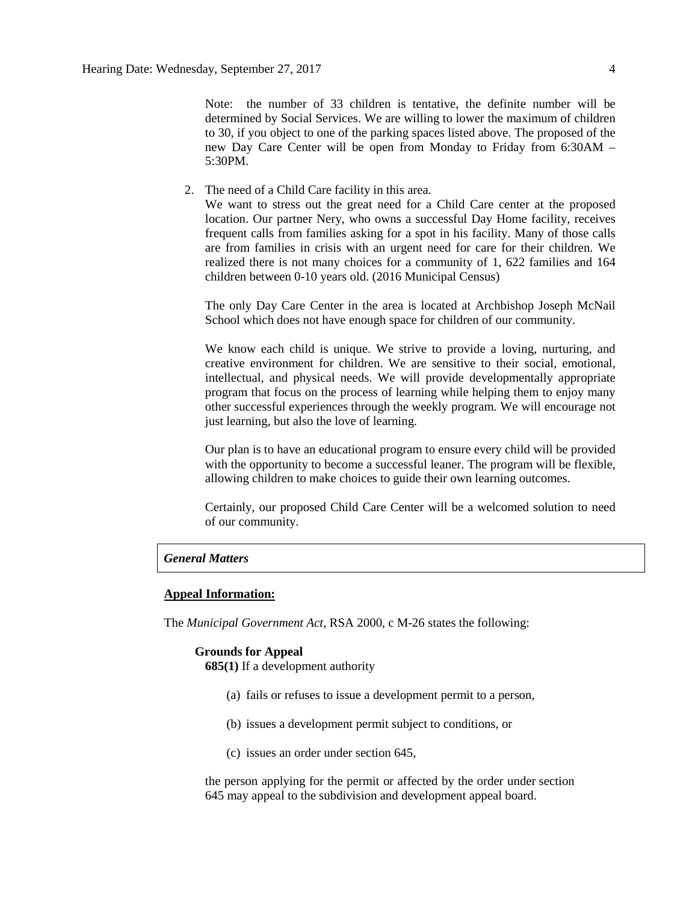Note: the number of 33 children is tentative, the definite number will be determined by Social Services. We are willing to lower the maximum of children to 30, if you object to one of the parking spaces listed above. The proposed of the new Day Care Center will be open from Monday to Friday from 6:30AM – 5:30PM.

2. The need of a Child Care facility in this area.

   We want to stress out the great need for a Child Care center at the proposed location. Our partner Nery, who owns a successful Day Home facility, receives frequent calls from families asking for a spot in his facility. Many of those calls are from families in crisis with an urgent need for care for their children. We realized there is not many choices for a community of 1, 622 families and 164 children between 0-10 years old. (2016 Municipal Census)

   The only Day Care Center in the area is located at Archbishop Joseph McNail School which does not have enough space for children of our community.

   We know each child is unique. We strive to provide a loving, nurturing, and creative environment for children. We are sensitive to their social, emotional, intellectual, and physical needs. We will provide developmentally appropriate program that focus on the process of learning while helping them to enjoy many other successful experiences through the weekly program. We will encourage not just learning, but also the love of learning.

   Our plan is to have an educational program to ensure every child will be provided with the opportunity to become a successful leaner. The program will be flexible, allowing children to make choices to guide their own learning outcomes.

   Certainly, our proposed Child Care Center will be a welcomed solution to need of our community.

***General Matters***

**Appeal Information:**

The *Municipal Government Act*, RSA 2000, c M-26 states the following:

**Grounds for Appeal**

**685(1)** If a development authority

(a) fails or refuses to issue a development permit to a person,

(b) issues a development permit subject to conditions, or

(c) issues an order under section 645,

the person applying for the permit or affected by the order under section 645 may appeal to the subdivision and development appeal board.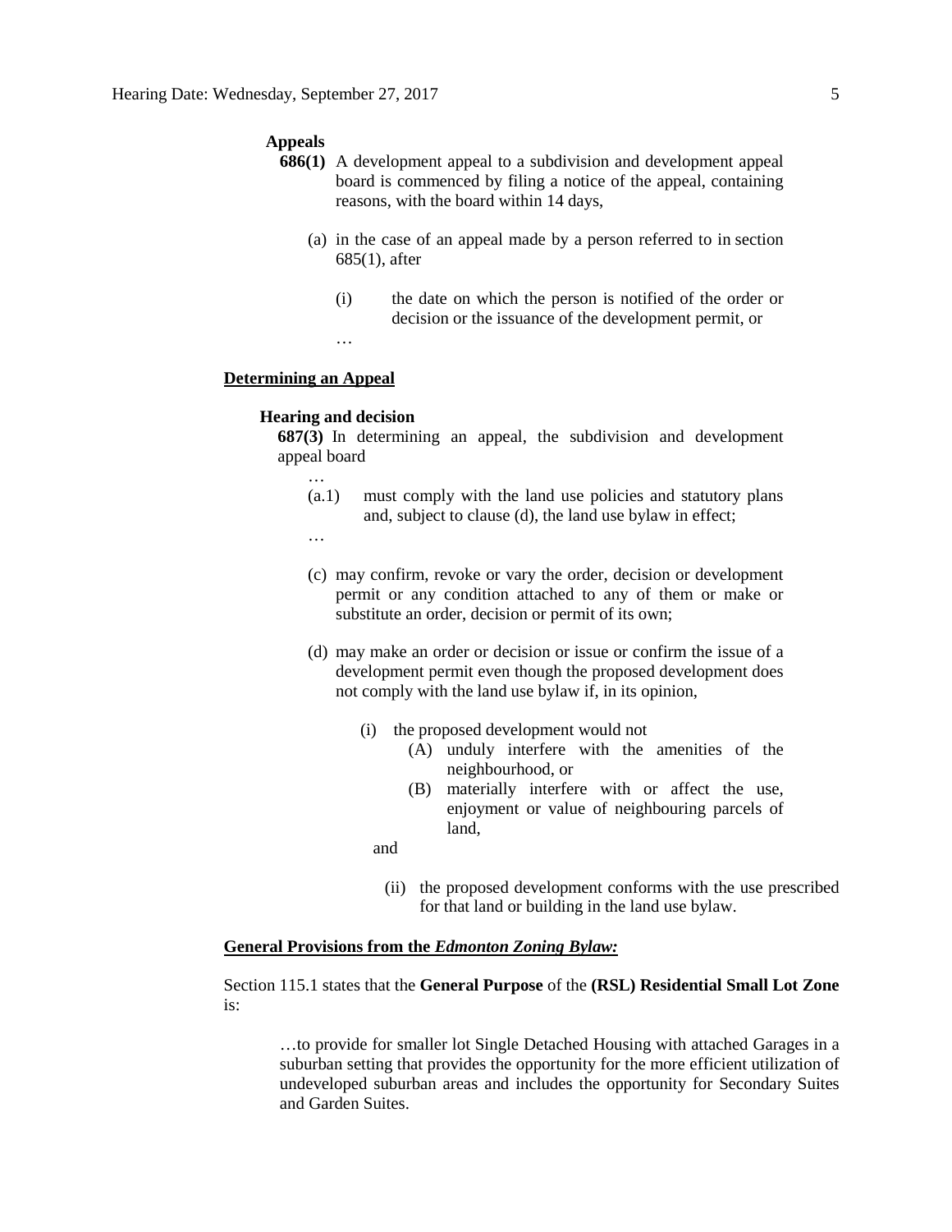**Appeals**

**686(1)** A development appeal to a subdivision and development appeal board is commenced by filing a notice of the appeal, containing reasons, with the board within 14 days,

(a) in the case of an appeal made by a person referred to in section 685(1), after

(i) the date on which the person is notified of the order or decision or the issuance of the development permit, or

…

**Determining an Appeal**

**Hearing and decision**

**687(3)** In determining an appeal, the subdivision and development appeal board

…

(a.1) must comply with the land use policies and statutory plans and, subject to clause (d), the land use bylaw in effect;

…

(c) may confirm, revoke or vary the order, decision or development permit or any condition attached to any of them or make or substitute an order, decision or permit of its own;

(d) may make an order or decision or issue or confirm the issue of a development permit even though the proposed development does not comply with the land use bylaw if, in its opinion,

(i) the proposed development would not

(A) unduly interfere with the amenities of the neighbourhood, or

(B) materially interfere with or affect the use, enjoyment or value of neighbouring parcels of land,

and

(ii) the proposed development conforms with the use prescribed for that land or building in the land use bylaw.

**General Provisions from the *Edmonton Zoning Bylaw:***

Section 115.1 states that the **General Purpose** of the **(RSL) Residential Small Lot Zone** is:

> …to provide for smaller lot Single Detached Housing with attached Garages in a suburban setting that provides the opportunity for the more efficient utilization of undeveloped suburban areas and includes the opportunity for Secondary Suites and Garden Suites.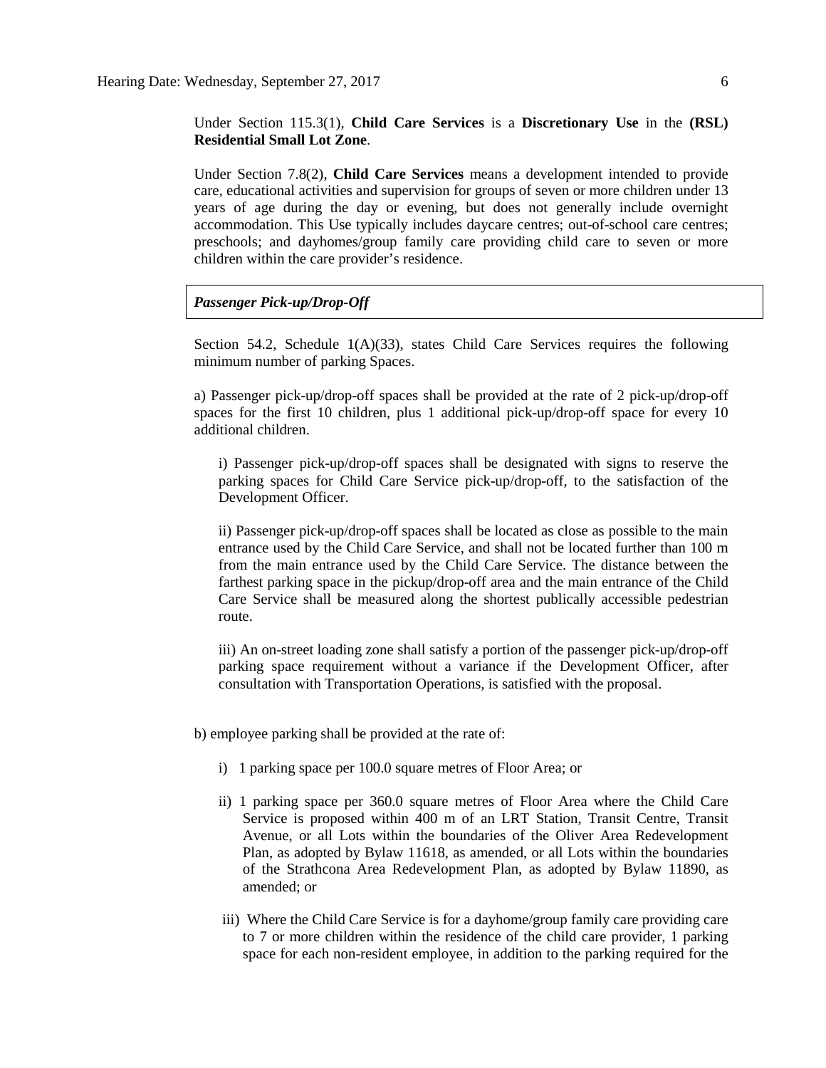Under Section 115.3(1), **Child Care Services** is a **Discretionary Use** in the **(RSL) Residential Small Lot Zone**.

Under Section 7.8(2), **Child Care Services** means a development intended to provide care, educational activities and supervision for groups of seven or more children under 13 years of age during the day or evening, but does not generally include overnight accommodation. This Use typically includes daycare centres; out-of-school care centres; preschools; and dayhomes/group family care providing child care to seven or more children within the care provider's residence.

***Passenger Pick-up/Drop-Off***

Section 54.2, Schedule 1(A)(33), states Child Care Services requires the following minimum number of parking Spaces.

a) Passenger pick-up/drop-off spaces shall be provided at the rate of 2 pick-up/drop-off spaces for the first 10 children, plus 1 additional pick-up/drop-off space for every 10 additional children.

> i) Passenger pick-up/drop-off spaces shall be designated with signs to reserve the parking spaces for Child Care Service pick-up/drop-off, to the satisfaction of the Development Officer.
>
> ii) Passenger pick-up/drop-off spaces shall be located as close as possible to the main entrance used by the Child Care Service, and shall not be located further than 100 m from the main entrance used by the Child Care Service. The distance between the farthest parking space in the pickup/drop-off area and the main entrance of the Child Care Service shall be measured along the shortest publically accessible pedestrian route.
>
> iii) An on-street loading zone shall satisfy a portion of the passenger pick-up/drop-off parking space requirement without a variance if the Development Officer, after consultation with Transportation Operations, is satisfied with the proposal.

b) employee parking shall be provided at the rate of:

> i) 1 parking space per 100.0 square metres of Floor Area; or
>
> ii) 1 parking space per 360.0 square metres of Floor Area where the Child Care Service is proposed within 400 m of an LRT Station, Transit Centre, Transit Avenue, or all Lots within the boundaries of the Oliver Area Redevelopment Plan, as adopted by Bylaw 11618, as amended, or all Lots within the boundaries of the Strathcona Area Redevelopment Plan, as adopted by Bylaw 11890, as amended; or
>
> iii) Where the Child Care Service is for a dayhome/group family care providing care to 7 or more children within the residence of the child care provider, 1 parking space for each non-resident employee, in addition to the parking required for the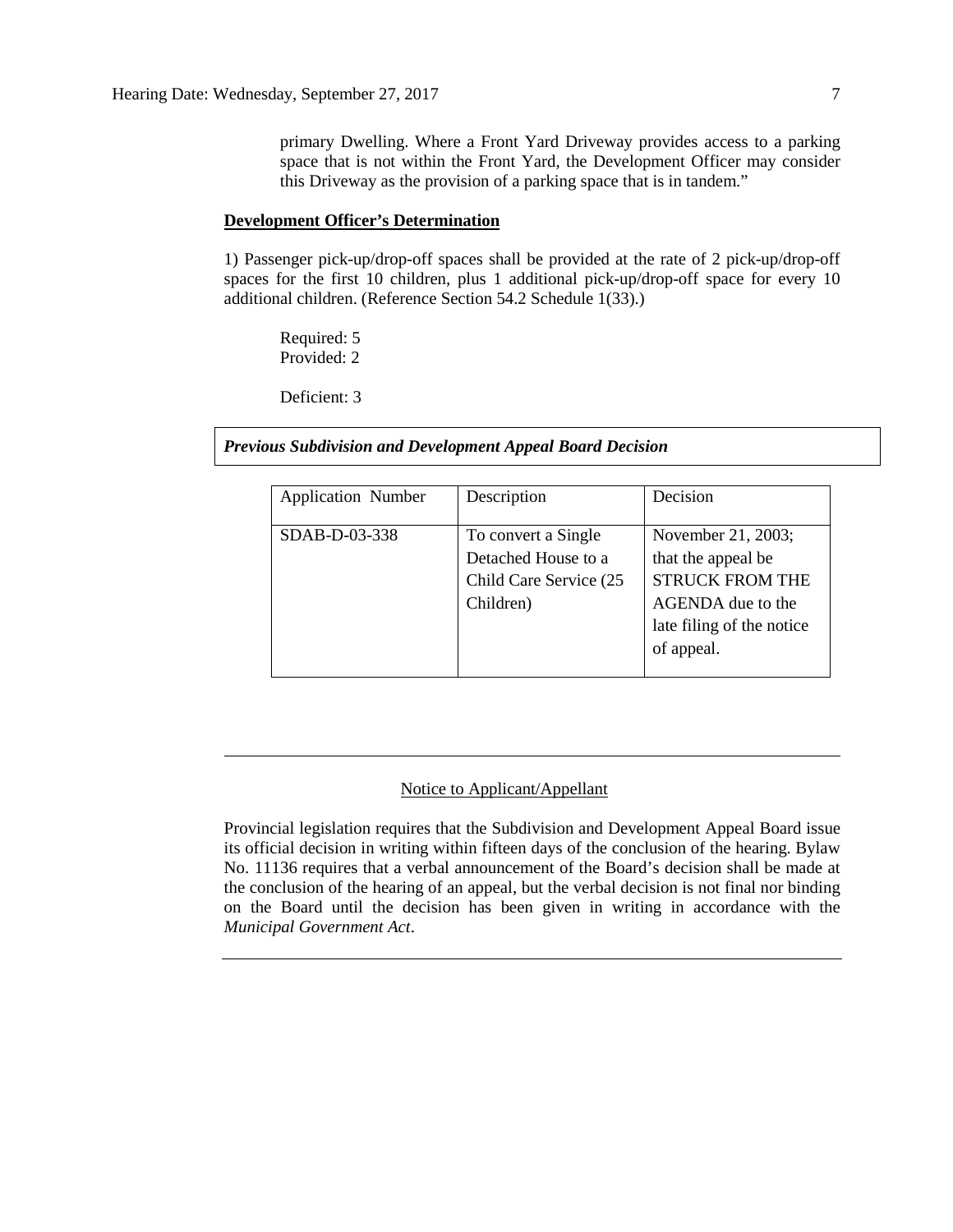primary Dwelling. Where a Front Yard Driveway provides access to a parking space that is not within the Front Yard, the Development Officer may consider this Driveway as the provision of a parking space that is in tandem."

**Development Officer's Determination**

1) Passenger pick-up/drop-off spaces shall be provided at the rate of 2 pick-up/drop-off spaces for the first 10 children, plus 1 additional pick-up/drop-off space for every 10 additional children. (Reference Section 54.2 Schedule 1(33).)

Required: 5
Provided: 2

Deficient: 3

***Previous Subdivision and Development Appeal Board Decision***

| Application Number | Description | Decision |
|---|---|---|
| SDAB-D-03-338 | To convert a Single Detached House to a Child Care Service (25 Children) | November 21, 2003; that the appeal be STRUCK FROM THE AGENDA due to the late filing of the notice of appeal. |

---

Notice to Applicant/Appellant

Provincial legislation requires that the Subdivision and Development Appeal Board issue its official decision in writing within fifteen days of the conclusion of the hearing. Bylaw No. 11136 requires that a verbal announcement of the Board's decision shall be made at the conclusion of the hearing of an appeal, but the verbal decision is not final nor binding on the Board until the decision has been given in writing in accordance with the *Municipal Government Act*.

---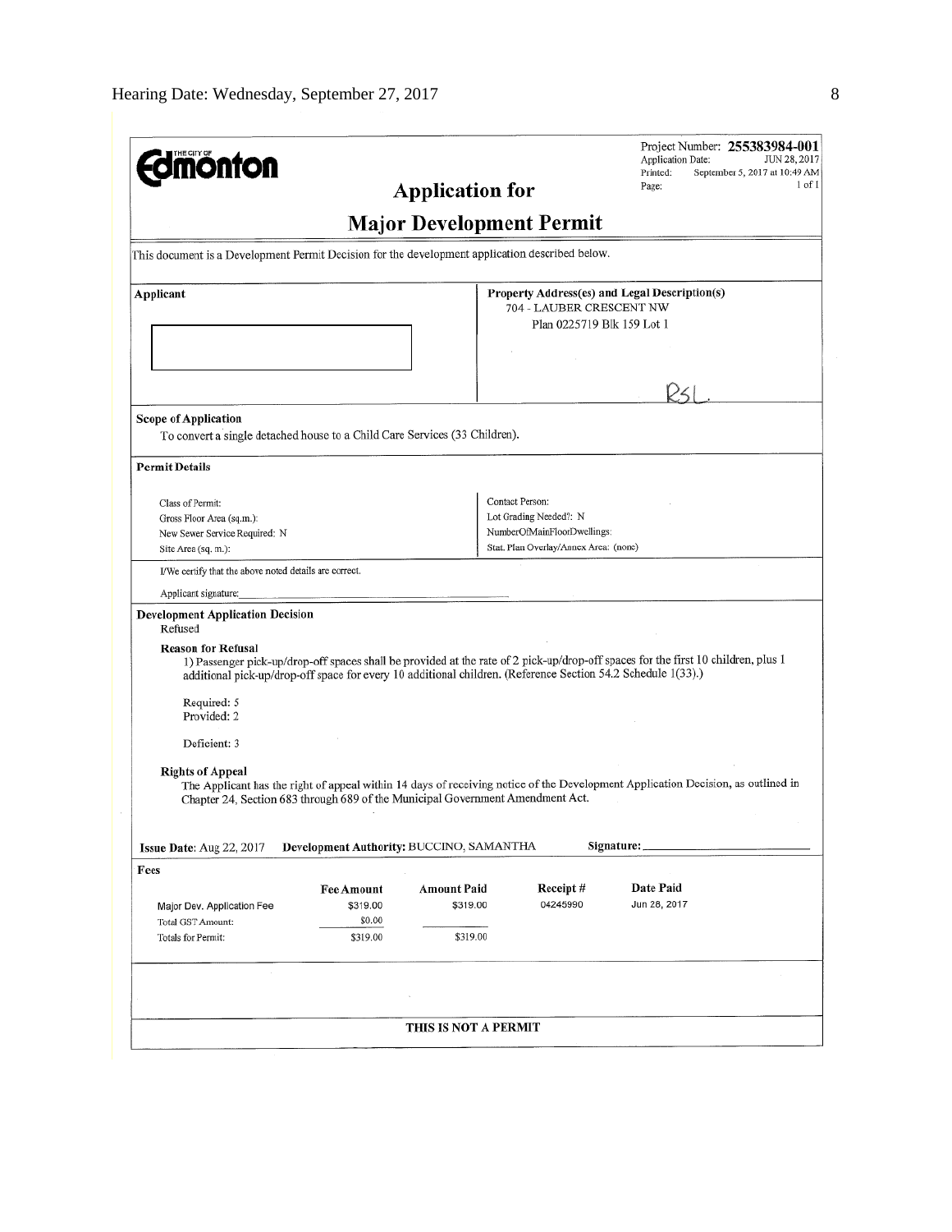**Edmonton** (The City of)

Project Number: **255383984-001**
Application Date: JUN 28, 2017
Printed: September 5, 2017 at 10:49 AM
Page: 1 of 1

# Application for
# Major Development Permit

This document is a Development Permit Decision for the development application described below.

**Applicant**

**Property Address(es) and Legal Description(s)**
704 - LAUBER CRESCENT NW
Plan 0225719 Blk 159 Lot 1

RSL.

**Scope of Application**
To convert a single detached house to a Child Care Services (33 Children).

**Permit Details**

Class of Permit:
Gross Floor Area (sq.m.):
New Sewer Service Required: N
Site Area (sq. m.):

Contact Person:
Lot Grading Needed?: N
NumberOfMainFloorDwellings:
Stat. Plan Overlay/Annex Area: (none)

I/We certify that the above noted details are correct.

Applicant signature:

**Development Application Decision**
Refused

**Reason for Refusal**
1) Passenger pick-up/drop-off spaces shall be provided at the rate of 2 pick-up/drop-off spaces for the first 10 children, plus 1 additional pick-up/drop-off space for every 10 additional children. (Reference Section 54.2 Schedule 1(33).)

Required: 5
Provided: 2

Deficient: 3

**Rights of Appeal**
The Applicant has the right of appeal within 14 days of receiving notice of the Development Application Decision, as outlined in Chapter 24, Section 683 through 689 of the Municipal Government Amendment Act.

**Issue Date:** Aug 22, 2017 **Development Authority:** BUCCINO, SAMANTHA **Signature:**

**Fees**

| | Fee Amount | Amount Paid | Receipt # | Date Paid |
|---|---|---|---|---|
| Major Dev. Application Fee | $319.00 | $319.00 | 04245990 | Jun 28, 2017 |
| Total GST Amount: | $0.00 | | | |
| Totals for Permit: | $319.00 | $319.00 | | |

**THIS IS NOT A PERMIT**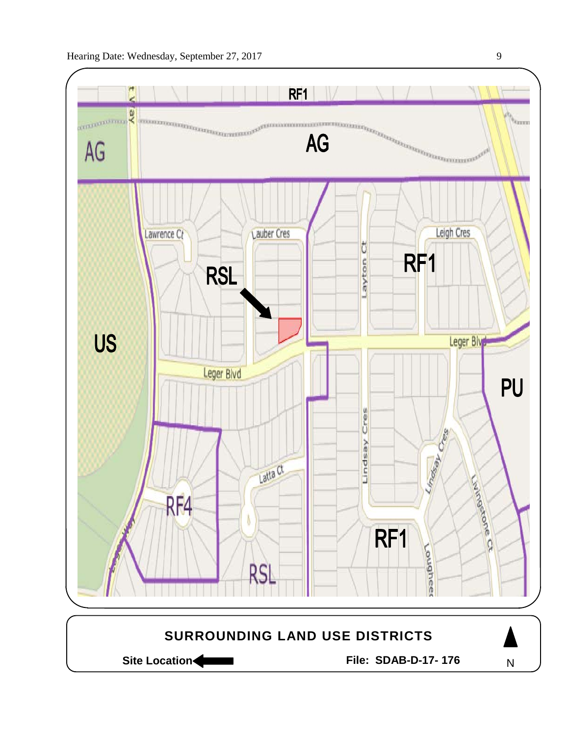RF1

AG

AG

Lawrence Ct

Lauber Cres

Layton Ct

Leigh Cres

RF1

RSL

US

Leger Blvd

Leger Blvd

PU

Lindsay Cres

Lindsay Cres

Latta Ct

Livingstone Ct

RF4

RF1

Lougheed

RSL

**SURROUNDING LAND USE DISTRICTS**

**Site Location** ←

**File: SDAB-D-17- 176**

N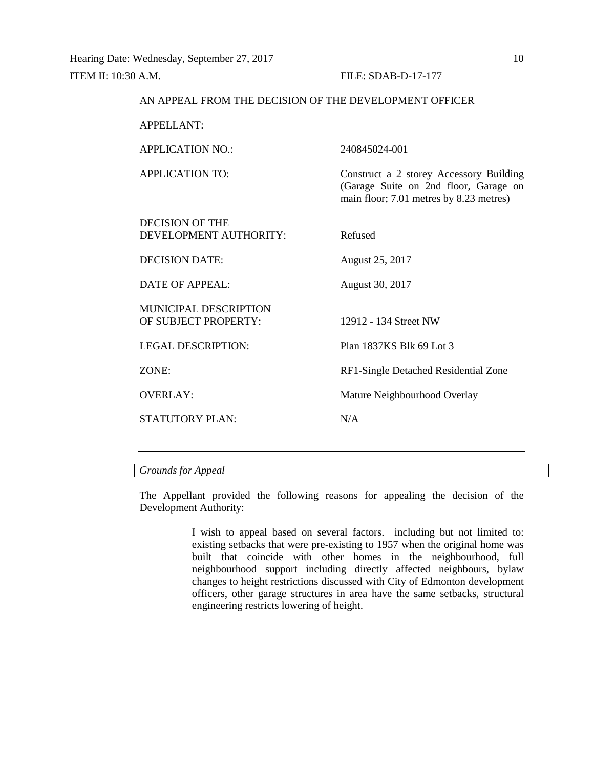Hearing Date: Wednesday, September 27, 2017

ITEM II: 10:30 A.M. FILE: SDAB-D-17-177

AN APPEAL FROM THE DECISION OF THE DEVELOPMENT OFFICER

| | |
|---|---|
| APPELLANT: | |
| APPLICATION NO.: | 240845024-001 |
| APPLICATION TO: | Construct a 2 storey Accessory Building (Garage Suite on 2nd floor, Garage on main floor; 7.01 metres by 8.23 metres) |
| DECISION OF THE DEVELOPMENT AUTHORITY: | Refused |
| DECISION DATE: | August 25, 2017 |
| DATE OF APPEAL: | August 30, 2017 |
| MUNICIPAL DESCRIPTION OF SUBJECT PROPERTY: | 12912 - 134 Street NW |
| LEGAL DESCRIPTION: | Plan 1837KS Blk 69 Lot 3 |
| ZONE: | RF1-Single Detached Residential Zone |
| OVERLAY: | Mature Neighbourhood Overlay |
| STATUTORY PLAN: | N/A |

---

*Grounds for Appeal*

The Appellant provided the following reasons for appealing the decision of the Development Authority:

> I wish to appeal based on several factors. including but not limited to: existing setbacks that were pre-existing to 1957 when the original home was built that coincide with other homes in the neighbourhood, full neighbourhood support including directly affected neighbours, bylaw changes to height restrictions discussed with City of Edmonton development officers, other garage structures in area have the same setbacks, structural engineering restricts lowering of height.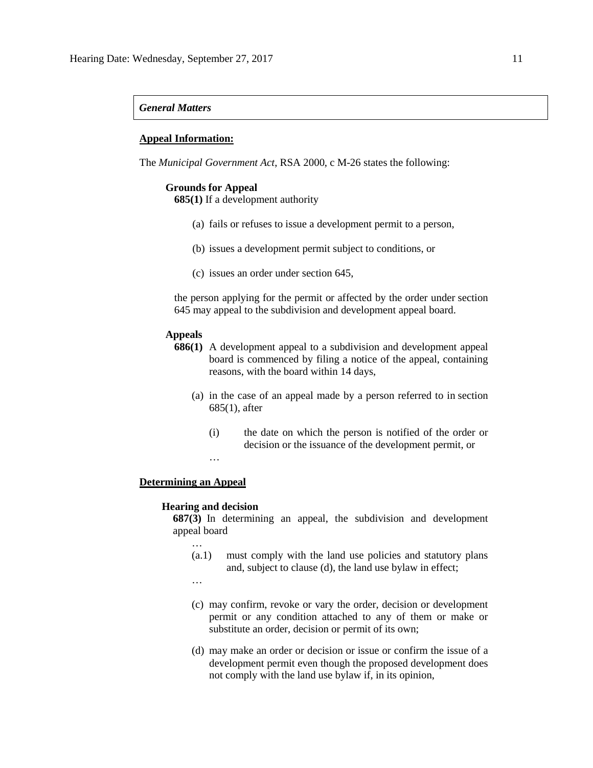*General Matters*

**Appeal Information:**

The *Municipal Government Act*, RSA 2000, c M-26 states the following:

**Grounds for Appeal**

**685(1)** If a development authority

(a) fails or refuses to issue a development permit to a person,

(b) issues a development permit subject to conditions, or

(c) issues an order under section 645,

the person applying for the permit or affected by the order under section 645 may appeal to the subdivision and development appeal board.

**Appeals**

**686(1)** A development appeal to a subdivision and development appeal board is commenced by filing a notice of the appeal, containing reasons, with the board within 14 days,

(a) in the case of an appeal made by a person referred to in section 685(1), after

(i) the date on which the person is notified of the order or decision or the issuance of the development permit, or

…

**Determining an Appeal**

**Hearing and decision**

**687(3)** In determining an appeal, the subdivision and development appeal board

…

(a.1) must comply with the land use policies and statutory plans and, subject to clause (d), the land use bylaw in effect;

…

(c) may confirm, revoke or vary the order, decision or development permit or any condition attached to any of them or make or substitute an order, decision or permit of its own;

(d) may make an order or decision or issue or confirm the issue of a development permit even though the proposed development does not comply with the land use bylaw if, in its opinion,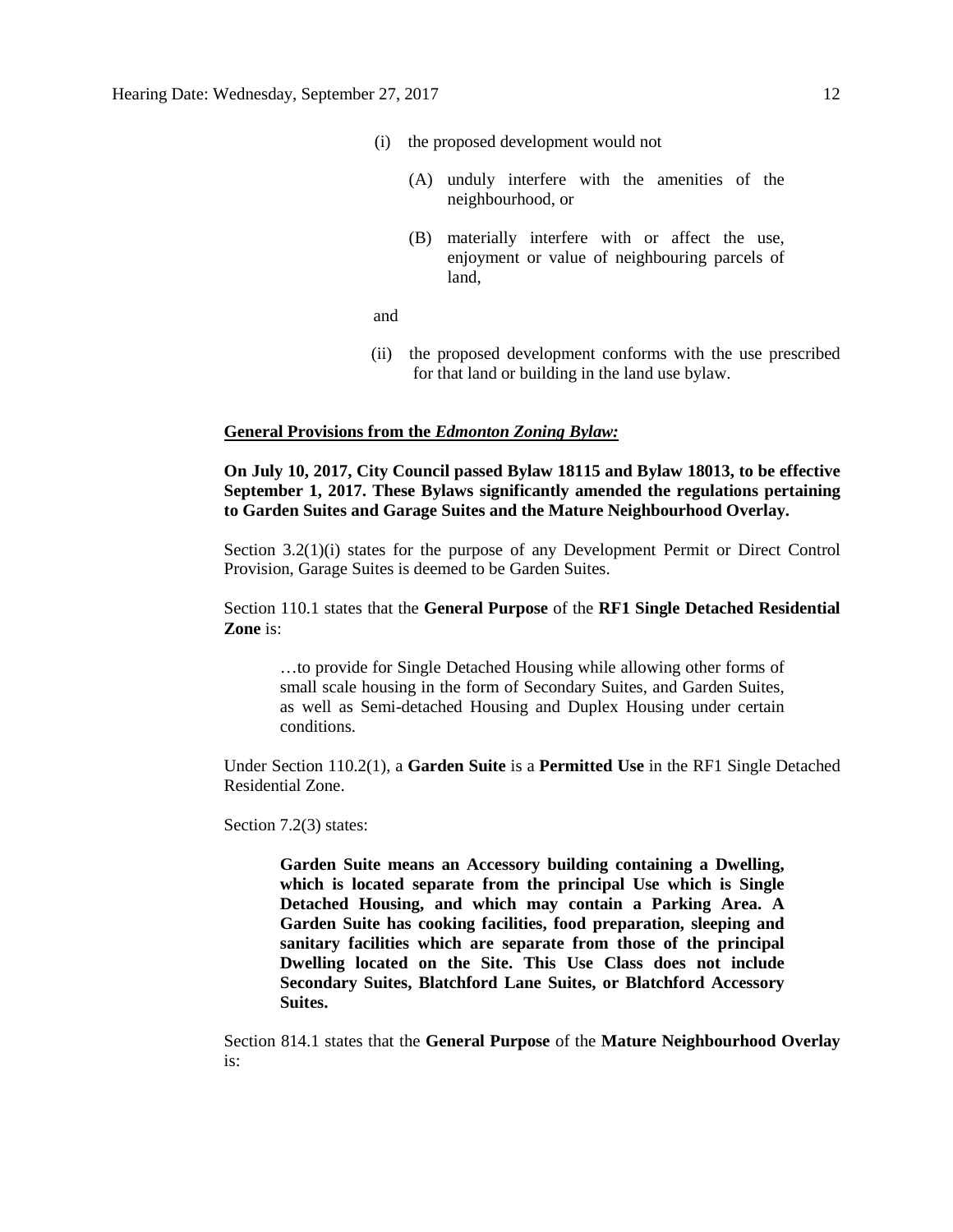(i) the proposed development would not

 (A) unduly interfere with the amenities of the neighbourhood, or

 (B) materially interfere with or affect the use, enjoyment or value of neighbouring parcels of land,

and

(ii) the proposed development conforms with the use prescribed for that land or building in the land use bylaw.

**General Provisions from the *Edmonton Zoning Bylaw:***

**On July 10, 2017, City Council passed Bylaw 18115 and Bylaw 18013, to be effective September 1, 2017. These Bylaws significantly amended the regulations pertaining to Garden Suites and Garage Suites and the Mature Neighbourhood Overlay.**

Section 3.2(1)(i) states for the purpose of any Development Permit or Direct Control Provision, Garage Suites is deemed to be Garden Suites.

Section 110.1 states that the **General Purpose** of the **RF1 Single Detached Residential Zone** is:

> …to provide for Single Detached Housing while allowing other forms of small scale housing in the form of Secondary Suites, and Garden Suites, as well as Semi-detached Housing and Duplex Housing under certain conditions.

Under Section 110.2(1), a **Garden Suite** is a **Permitted Use** in the RF1 Single Detached Residential Zone.

Section 7.2(3) states:

> **Garden Suite means an Accessory building containing a Dwelling, which is located separate from the principal Use which is Single Detached Housing, and which may contain a Parking Area. A Garden Suite has cooking facilities, food preparation, sleeping and sanitary facilities which are separate from those of the principal Dwelling located on the Site. This Use Class does not include Secondary Suites, Blatchford Lane Suites, or Blatchford Accessory Suites.**

Section 814.1 states that the **General Purpose** of the **Mature Neighbourhood Overlay** is: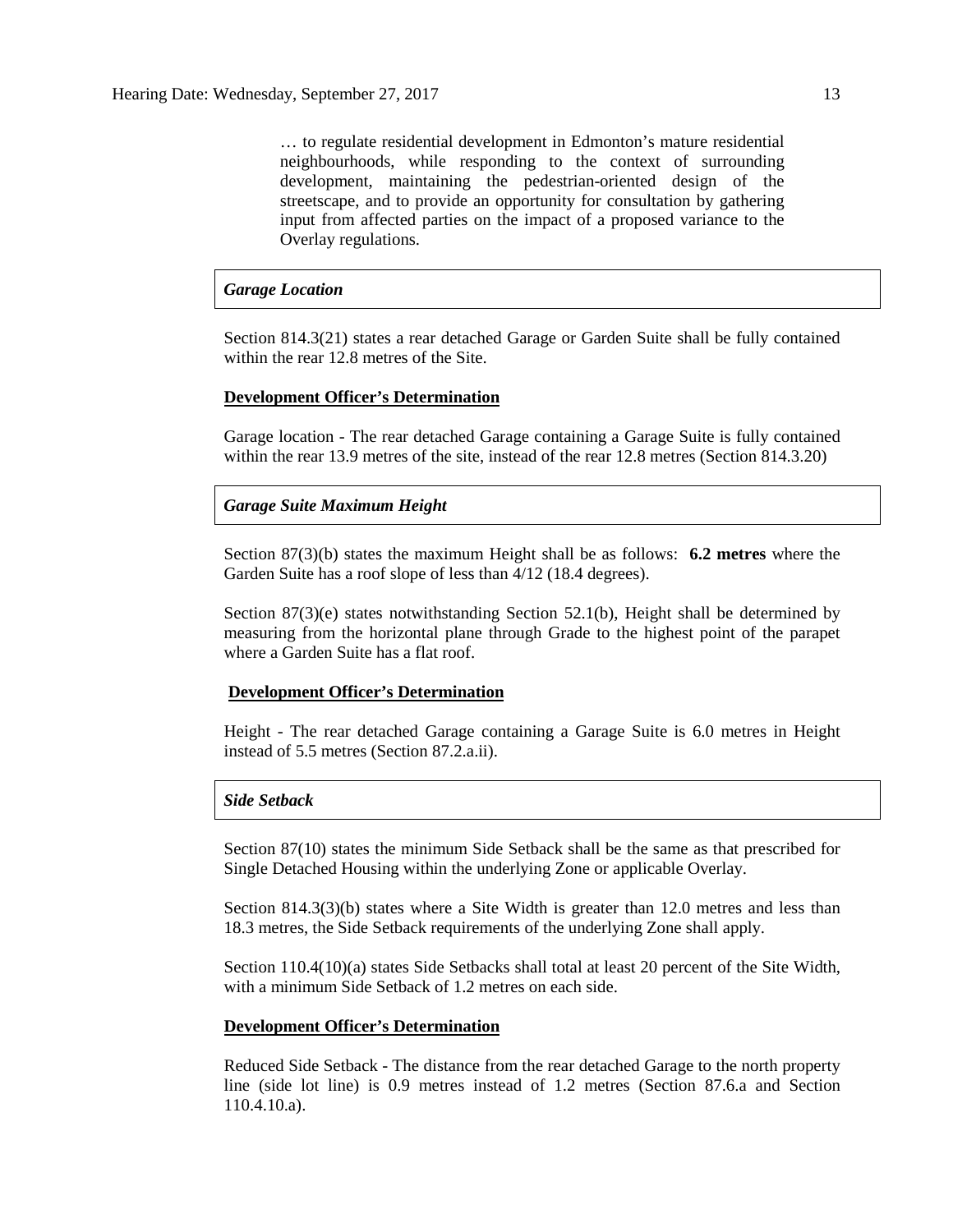> … to regulate residential development in Edmonton's mature residential neighbourhoods, while responding to the context of surrounding development, maintaining the pedestrian-oriented design of the streetscape, and to provide an opportunity for consultation by gathering input from affected parties on the impact of a proposed variance to the Overlay regulations.

### *Garage Location*

Section 814.3(21) states a rear detached Garage or Garden Suite shall be fully contained within the rear 12.8 metres of the Site.

**Development Officer's Determination**

Garage location - The rear detached Garage containing a Garage Suite is fully contained within the rear 13.9 metres of the site, instead of the rear 12.8 metres (Section 814.3.20)

### *Garage Suite Maximum Height*

Section 87(3)(b) states the maximum Height shall be as follows: **6.2 metres** where the Garden Suite has a roof slope of less than 4/12 (18.4 degrees).

Section 87(3)(e) states notwithstanding Section 52.1(b), Height shall be determined by measuring from the horizontal plane through Grade to the highest point of the parapet where a Garden Suite has a flat roof.

**Development Officer's Determination**

Height - The rear detached Garage containing a Garage Suite is 6.0 metres in Height instead of 5.5 metres (Section 87.2.a.ii).

### *Side Setback*

Section 87(10) states the minimum Side Setback shall be the same as that prescribed for Single Detached Housing within the underlying Zone or applicable Overlay.

Section 814.3(3)(b) states where a Site Width is greater than 12.0 metres and less than 18.3 metres, the Side Setback requirements of the underlying Zone shall apply.

Section 110.4(10)(a) states Side Setbacks shall total at least 20 percent of the Site Width, with a minimum Side Setback of 1.2 metres on each side.

**Development Officer's Determination**

Reduced Side Setback - The distance from the rear detached Garage to the north property line (side lot line) is 0.9 metres instead of 1.2 metres (Section 87.6.a and Section 110.4.10.a).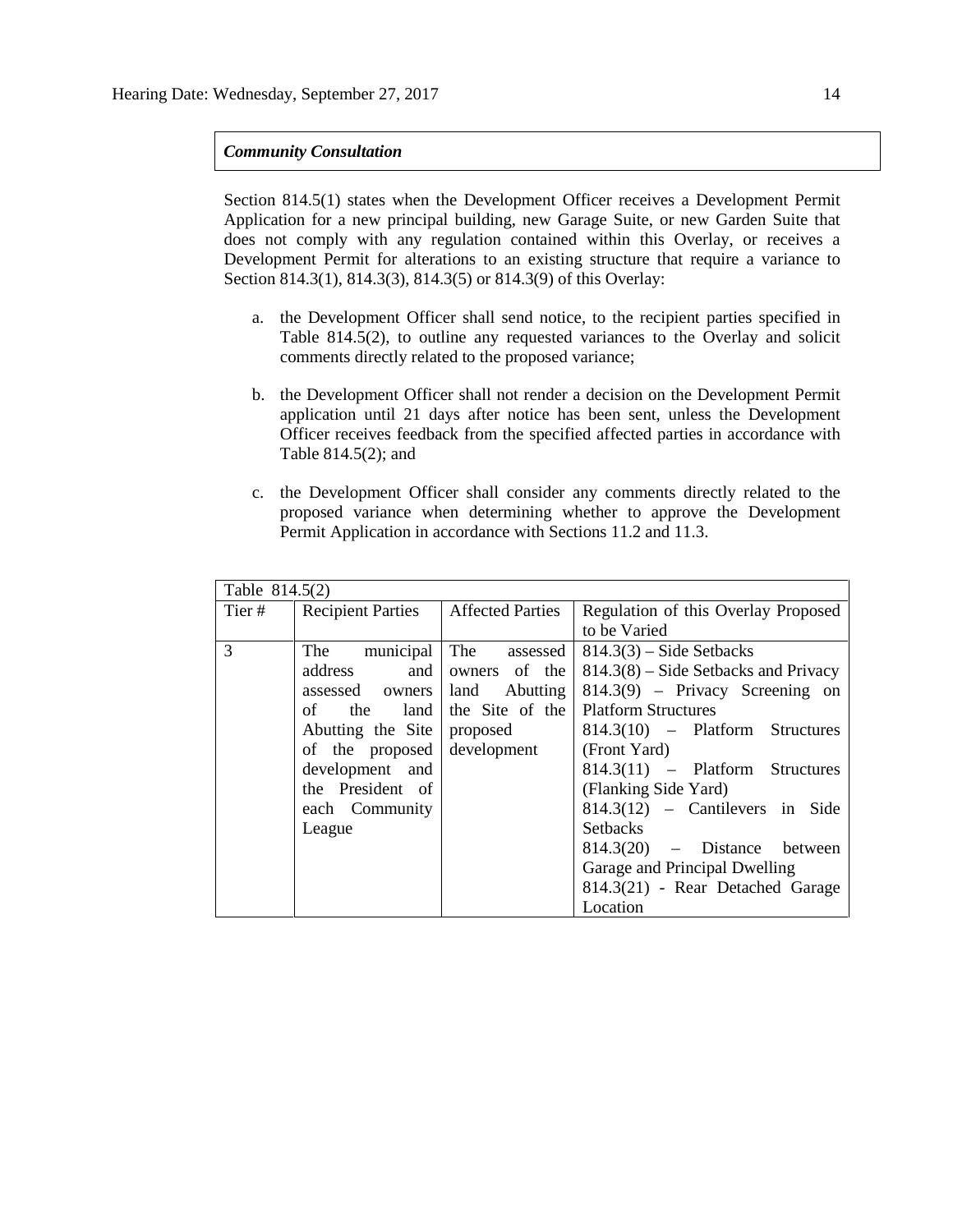***Community Consultation***

Section 814.5(1) states when the Development Officer receives a Development Permit Application for a new principal building, new Garage Suite, or new Garden Suite that does not comply with any regulation contained within this Overlay, or receives a Development Permit for alterations to an existing structure that require a variance to Section 814.3(1), 814.3(3), 814.3(5) or 814.3(9) of this Overlay:

a. the Development Officer shall send notice, to the recipient parties specified in Table 814.5(2), to outline any requested variances to the Overlay and solicit comments directly related to the proposed variance;

b. the Development Officer shall not render a decision on the Development Permit application until 21 days after notice has been sent, unless the Development Officer receives feedback from the specified affected parties in accordance with Table 814.5(2); and

c. the Development Officer shall consider any comments directly related to the proposed variance when determining whether to approve the Development Permit Application in accordance with Sections 11.2 and 11.3.

| Table 814.5(2) | | | |
|---|---|---|---|
| Tier # | Recipient Parties | Affected Parties | Regulation of this Overlay Proposed to be Varied |
| 3 | The municipal address and assessed owners of the land Abutting the Site of the proposed development and the President of each Community League | The assessed owners of the land Abutting the Site of the proposed development | 814.3(3) – Side Setbacks<br>814.3(8) – Side Setbacks and Privacy<br>814.3(9) – Privacy Screening on Platform Structures<br>814.3(10) – Platform Structures (Front Yard)<br>814.3(11) – Platform Structures (Flanking Side Yard)<br>814.3(12) – Cantilevers in Side Setbacks<br>814.3(20) – Distance between Garage and Principal Dwelling<br>814.3(21) - Rear Detached Garage Location |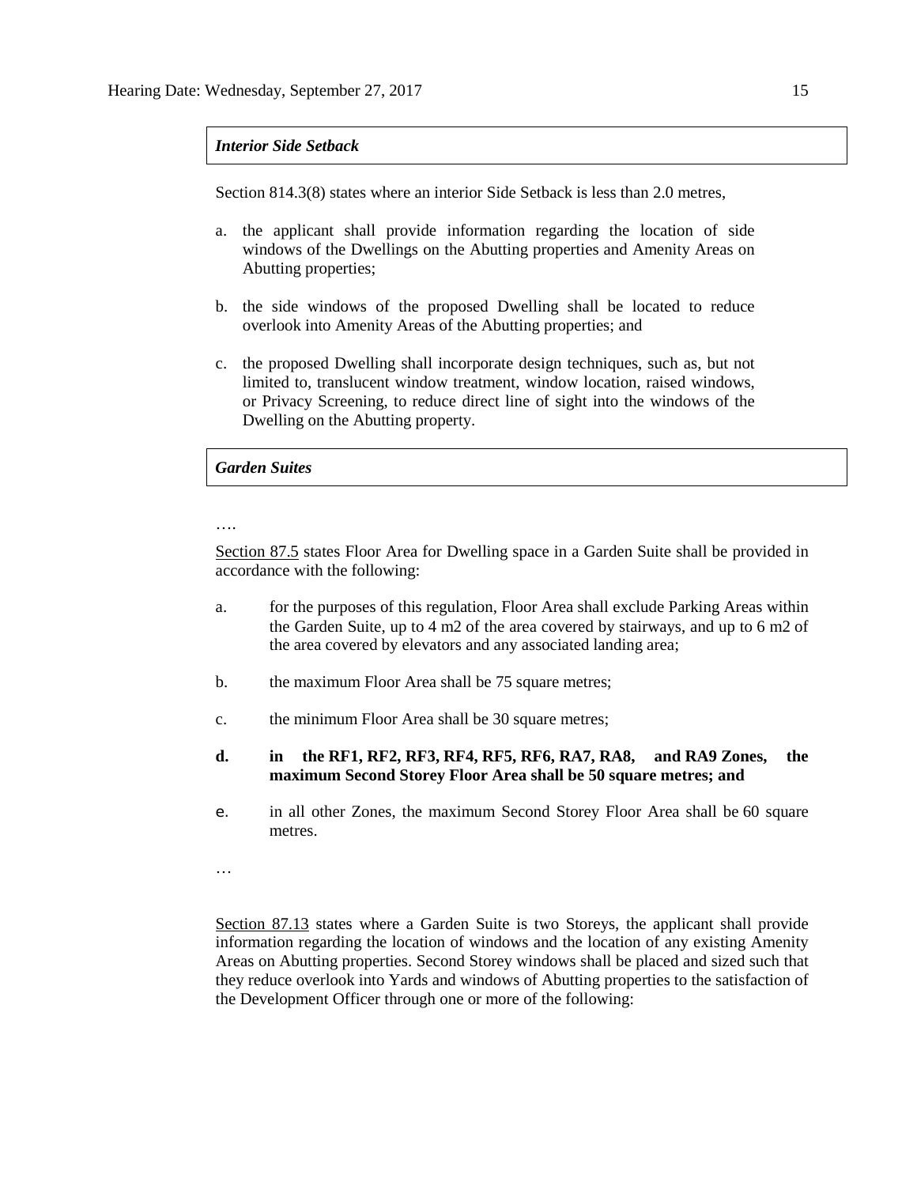***Interior Side Setback***

Section 814.3(8) states where an interior Side Setback is less than 2.0 metres,

a. the applicant shall provide information regarding the location of side windows of the Dwellings on the Abutting properties and Amenity Areas on Abutting properties;

b. the side windows of the proposed Dwelling shall be located to reduce overlook into Amenity Areas of the Abutting properties; and

c. the proposed Dwelling shall incorporate design techniques, such as, but not limited to, translucent window treatment, window location, raised windows, or Privacy Screening, to reduce direct line of sight into the windows of the Dwelling on the Abutting property.

***Garden Suites***

….

Section 87.5 states Floor Area for Dwelling space in a Garden Suite shall be provided in accordance with the following:

a. for the purposes of this regulation, Floor Area shall exclude Parking Areas within the Garden Suite, up to 4 m2 of the area covered by stairways, and up to 6 m2 of the area covered by elevators and any associated landing area;

b. the maximum Floor Area shall be 75 square metres;

c. the minimum Floor Area shall be 30 square metres;

**d. in the RF1, RF2, RF3, RF4, RF5, RF6, RA7, RA8, and RA9 Zones, the maximum Second Storey Floor Area shall be 50 square metres; and**

e. in all other Zones, the maximum Second Storey Floor Area shall be 60 square metres.

…

Section 87.13 states where a Garden Suite is two Storeys, the applicant shall provide information regarding the location of windows and the location of any existing Amenity Areas on Abutting properties. Second Storey windows shall be placed and sized such that they reduce overlook into Yards and windows of Abutting properties to the satisfaction of the Development Officer through one or more of the following: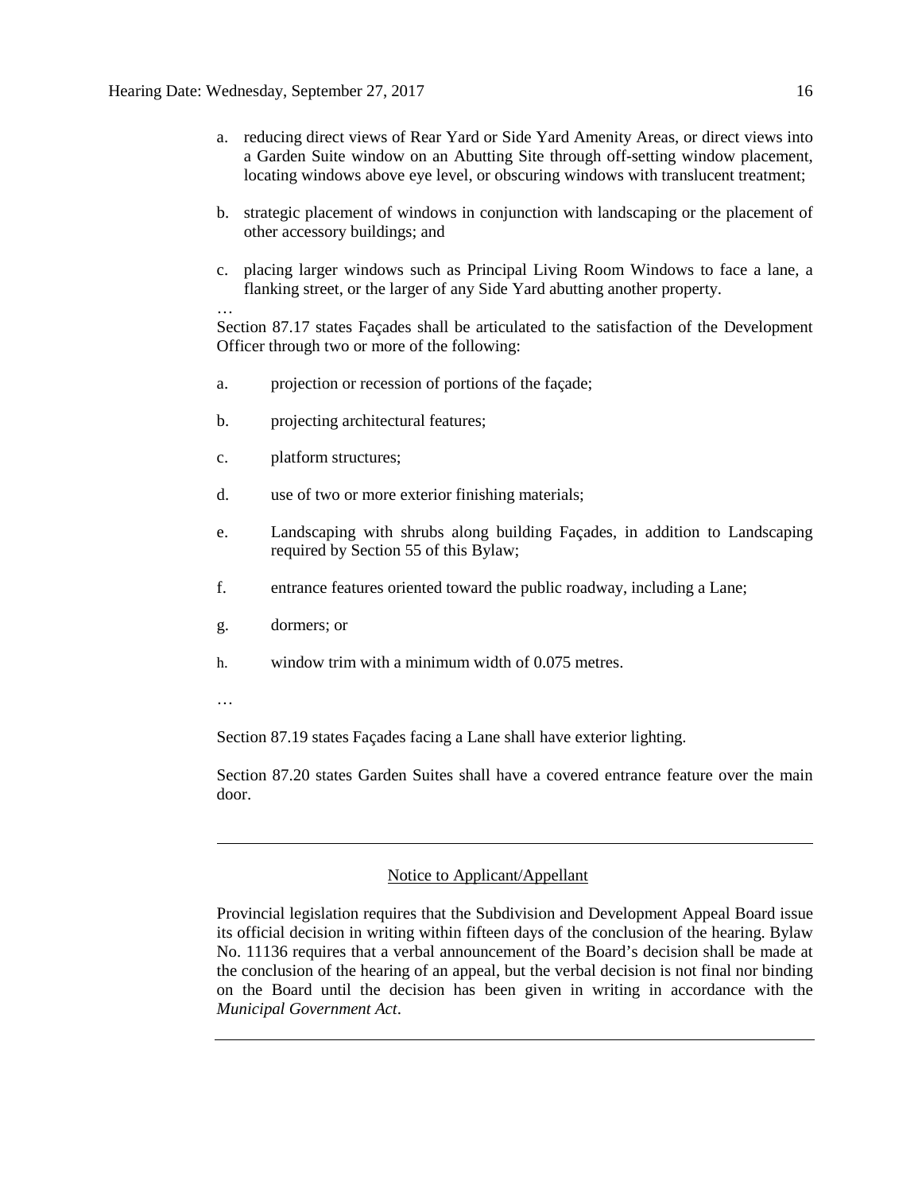a. reducing direct views of Rear Yard or Side Yard Amenity Areas, or direct views into a Garden Suite window on an Abutting Site through off-setting window placement, locating windows above eye level, or obscuring windows with translucent treatment;

b. strategic placement of windows in conjunction with landscaping or the placement of other accessory buildings; and

c. placing larger windows such as Principal Living Room Windows to face a lane, a flanking street, or the larger of any Side Yard abutting another property.

…

Section 87.17 states Façades shall be articulated to the satisfaction of the Development Officer through two or more of the following:

a. projection or recession of portions of the façade;

b. projecting architectural features;

c. platform structures;

d. use of two or more exterior finishing materials;

e. Landscaping with shrubs along building Façades, in addition to Landscaping required by Section 55 of this Bylaw;

f. entrance features oriented toward the public roadway, including a Lane;

g. dormers; or

h. window trim with a minimum width of 0.075 metres.

…

Section 87.19 states Façades facing a Lane shall have exterior lighting.

Section 87.20 states Garden Suites shall have a covered entrance feature over the main door.

---

Notice to Applicant/Appellant

Provincial legislation requires that the Subdivision and Development Appeal Board issue its official decision in writing within fifteen days of the conclusion of the hearing. Bylaw No. 11136 requires that a verbal announcement of the Board's decision shall be made at the conclusion of the hearing of an appeal, but the verbal decision is not final nor binding on the Board until the decision has been given in writing in accordance with the *Municipal Government Act*.

---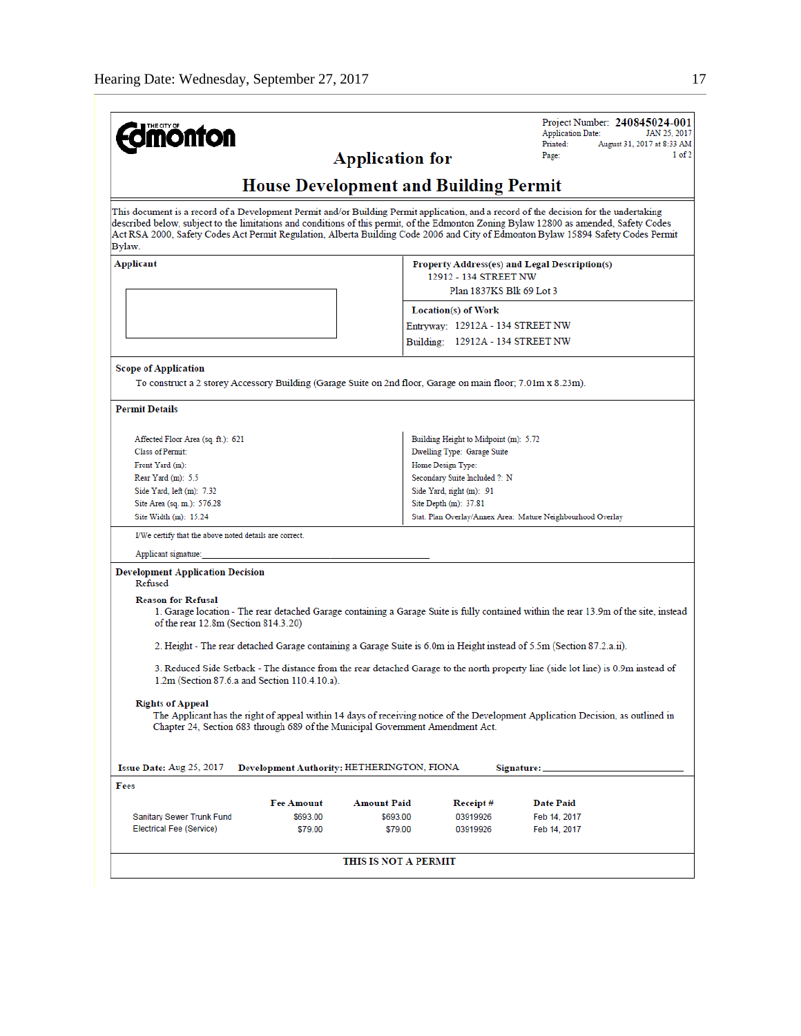**THE CITY OF Edmonton**

Project Number: **240845024-001**
Application Date: JAN 25, 2017
Printed: August 31, 2017 at 8:33 AM
Page: 1 of 2

# Application for

# House Development and Building Permit

This document is a record of a Development Permit and/or Building Permit application, and a record of the decision for the undertaking described below, subject to the limitations and conditions of this permit, of the Edmonton Zoning Bylaw 12800 as amended, Safety Codes Act RSA 2000, Safety Codes Act Permit Regulation, Alberta Building Code 2006 and City of Edmonton Bylaw 15894 Safety Codes Permit Bylaw.

**Applicant**

**Property Address(es) and Legal Description(s)**
12912 - 134 STREET NW
Plan 1837KS Blk 69 Lot 3

**Location(s) of Work**
Entryway: 12912A - 134 STREET NW
Building: 12912A - 134 STREET NW

**Scope of Application**

To construct a 2 storey Accessory Building (Garage Suite on 2nd floor, Garage on main floor; 7.01m x 8.23m).

**Permit Details**

| | |
|---|---|
| Affected Floor Area (sq. ft.): 621 | Building Height to Midpoint (m): 5.72 |
| Class of Permit: | Dwelling Type: Garage Suite |
| Front Yard (m): | Home Design Type: |
| Rear Yard (m): 5.5 | Secondary Suite Included ?: N |
| Side Yard, left (m): 7.32 | Side Yard, right (m): .91 |
| Site Area (sq. m.): 576.28 | Site Depth (m): 37.81 |
| Site Width (m): 15.24 | Stat. Plan Overlay/Annex Area: Mature Neighbourhood Overlay |

I/We certify that the above noted details are correct.

Applicant signature: ____________________________________________

**Development Application Decision**

Refused

**Reason for Refusal**

1. Garage location - The rear detached Garage containing a Garage Suite is fully contained within the rear 13.9m of the site, instead of the rear 12.8m (Section 814.3.20)

2. Height - The rear detached Garage containing a Garage Suite is 6.0m in Height instead of 5.5m (Section 87.2.a.ii).

3. Reduced Side Setback - The distance from the rear detached Garage to the north property line (side lot line) is 0.9m instead of 1.2m (Section 87.6.a and Section 110.4.10.a).

**Rights of Appeal**

The Applicant has the right of appeal within 14 days of receiving notice of the Development Application Decision, as outlined in Chapter 24, Section 683 through 689 of the Municipal Government Amendment Act.

**Issue Date:** Aug 25, 2017 **Development Authority:** HETHERINGTON, FIONA **Signature:** ____________________

**Fees**

| | Fee Amount | Amount Paid | Receipt # | Date Paid |
|---|---|---|---|---|
| Sanitary Sewer Trunk Fund | $693.00 | $693.00 | 03919926 | Feb 14, 2017 |
| Electrical Fee (Service) | $79.00 | $79.00 | 03919926 | Feb 14, 2017 |

**THIS IS NOT A PERMIT**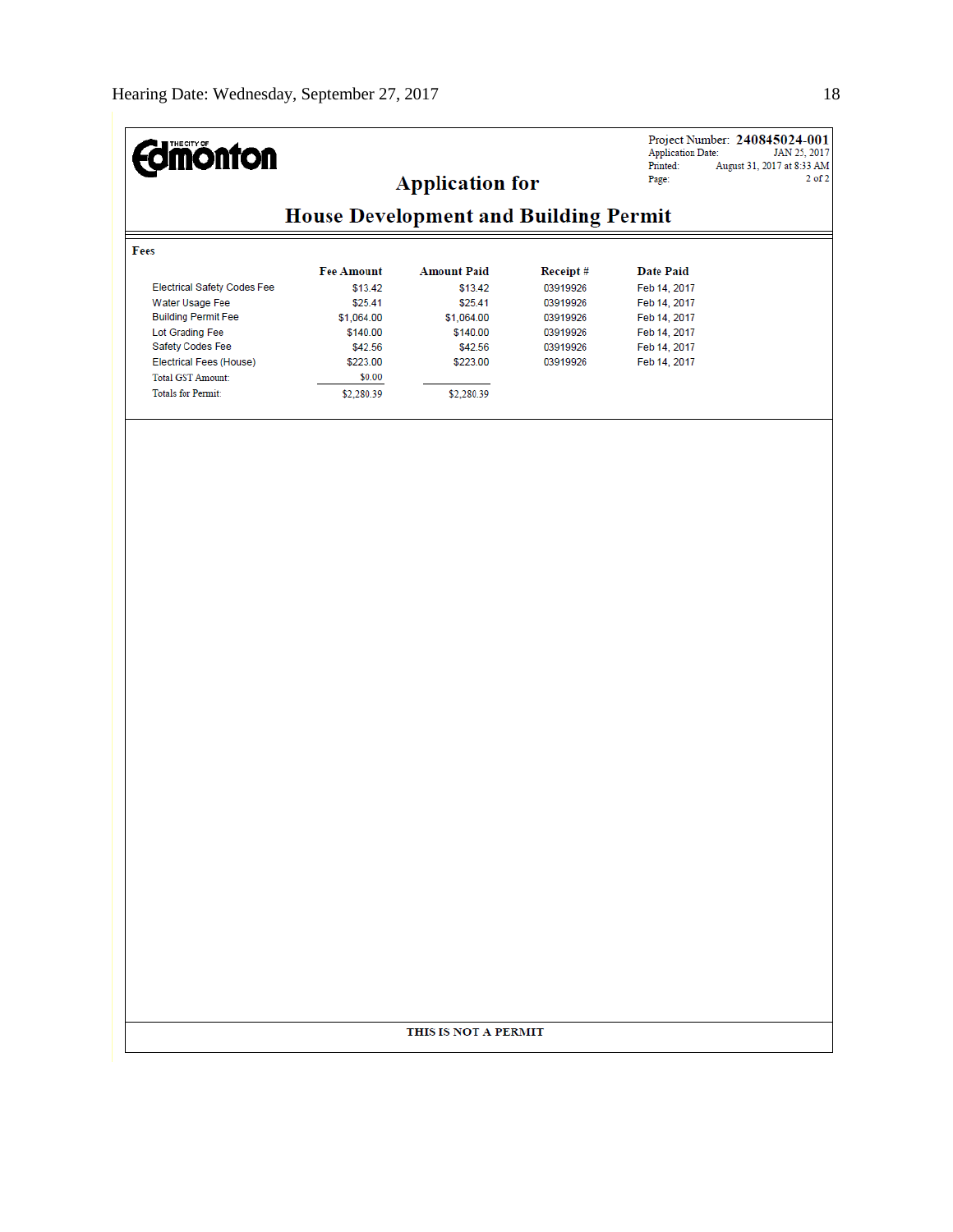**Edmonton** (The City of)

Project Number: **240845024-001**
Application Date: JAN 25, 2017
Printed: August 31, 2017 at 8:33 AM
Page: 2 of 2

# Application for

# House Development and Building Permit

**Fees**

| | Fee Amount | Amount Paid | Receipt # | Date Paid |
|---|---|---|---|---|
| Electrical Safety Codes Fee | $13.42 | $13.42 | 03919926 | Feb 14, 2017 |
| Water Usage Fee | $25.41 | $25.41 | 03919926 | Feb 14, 2017 |
| Building Permit Fee | $1,064.00 | $1,064.00 | 03919926 | Feb 14, 2017 |
| Lot Grading Fee | $140.00 | $140.00 | 03919926 | Feb 14, 2017 |
| Safety Codes Fee | $42.56 | $42.56 | 03919926 | Feb 14, 2017 |
| Electrical Fees (House) | $223.00 | $223.00 | 03919926 | Feb 14, 2017 |
| Total GST Amount: | $0.00 | | | |
| Totals for Permit: | $2,280.39 | $2,280.39 | | |

**THIS IS NOT A PERMIT**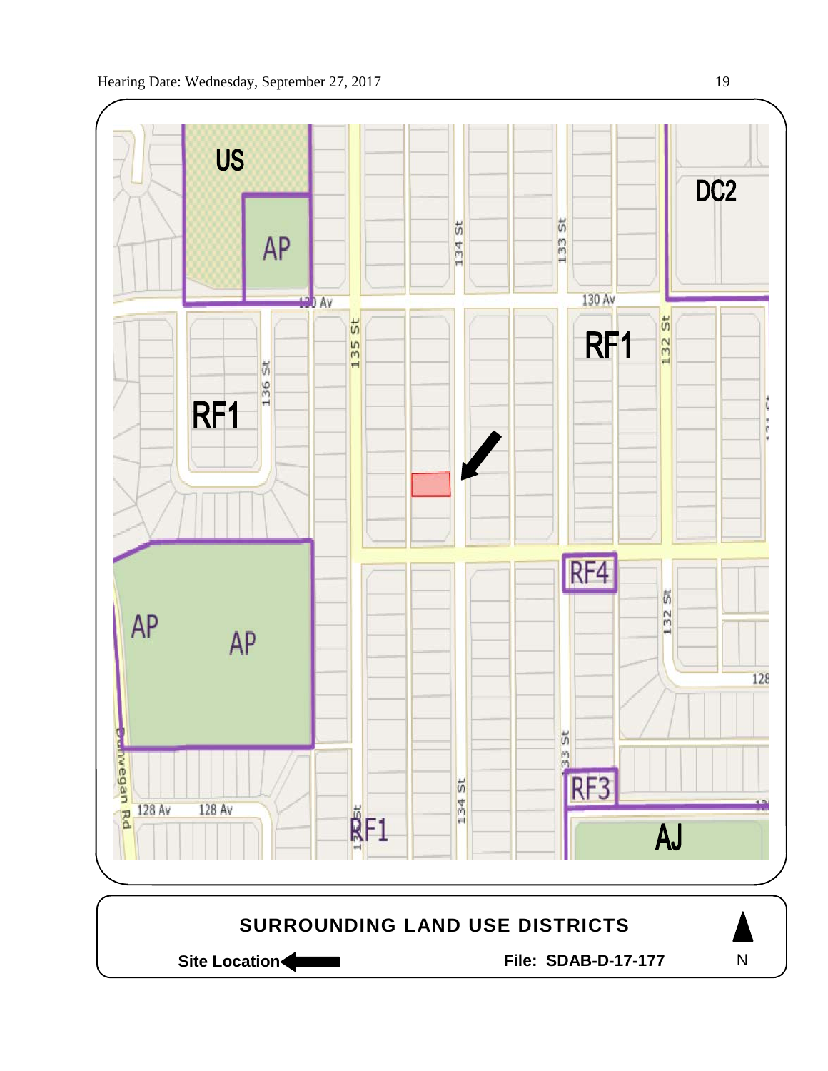US

AP

DC2

130 Av

130 Av

134 St

133 St

135 St

136 St

132 St

RF1

RF1

AP

AP

RF4

132 St

128

133 St

RF3

AJ

Dunvegan Rd

128 Av

128 Av

134 St

RF1

**SURROUNDING LAND USE DISTRICTS**

**Site Location**

**File: SDAB-D-17-177**

N